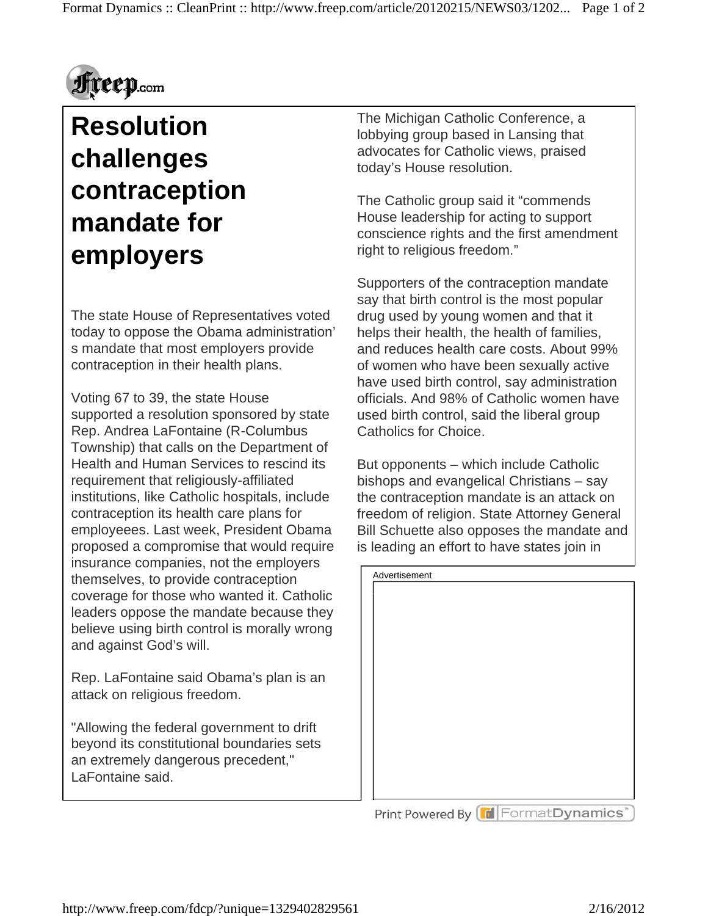# Resolution challenges contraception mandate for employers

The state House of Representatives voted today to oppose the Obama administration's mandate that most employers provide contraception in their health plans.

Voting 67 to 39, the state House supported a resolution sponsored by state Rep. Andrea LaFontaine (R-Columbus Township) that calls on the Department of Health and Human Services to rescind its requirement that religiously-affiliated institutions, like Catholic hospitals, include contraception its health care plans for employeees. Last week, President Obama proposed a compromise that would require insurance companies, not the employers themselves, to provide contraception coverage for those who wanted it. Catholic leaders oppose the mandate because they believe using birth control is morally wrong and against God's will.

Rep. LaFontaine said Obama's plan is an attack on religious freedom.

"Allowing the federal government to drift beyond its constitutional boundaries sets an extremely dangerous precedent," LaFontaine said.

The Michigan Catholic Conference, a lobbying group based in Lansing that advocates for Catholic views, praised today's House resolution.

The Catholic group said it "commends House leadership for acting to support conscience rights and the first amendment right to religious freedom."

Supporters of the contraception mandate say that birth control is the most popular drug used by young women and that it helps their health, the health of families, and reduces health care costs. About 99% of women who have been sexually active have used birth control, say administration officials. And 98% of Catholic women have used birth control, said the liberal group Catholics for Choice.

But opponents – which include Catholic bishops and evangelical Christians – say the contraception mandate is an attack on freedom of religion. State Attorney General Bill Schuette also opposes the mandate and is leading an effort to have states join in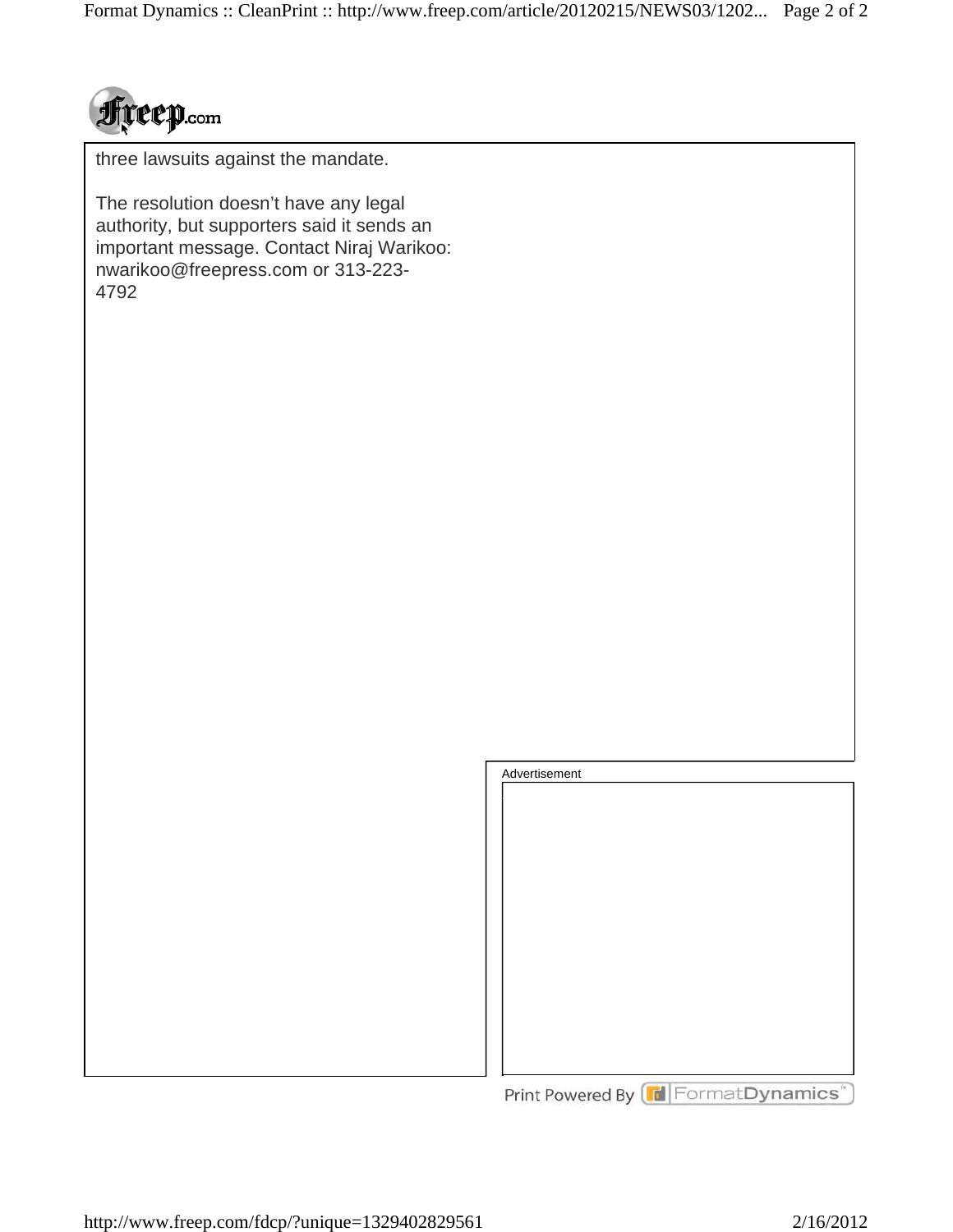three lawsuits against the mandate.

The resolution doesn't have any legal authority, but supporters said it sends an important message. Contact Niraj Warikoo: nwarikoo@freepress.com or 313-223-4792